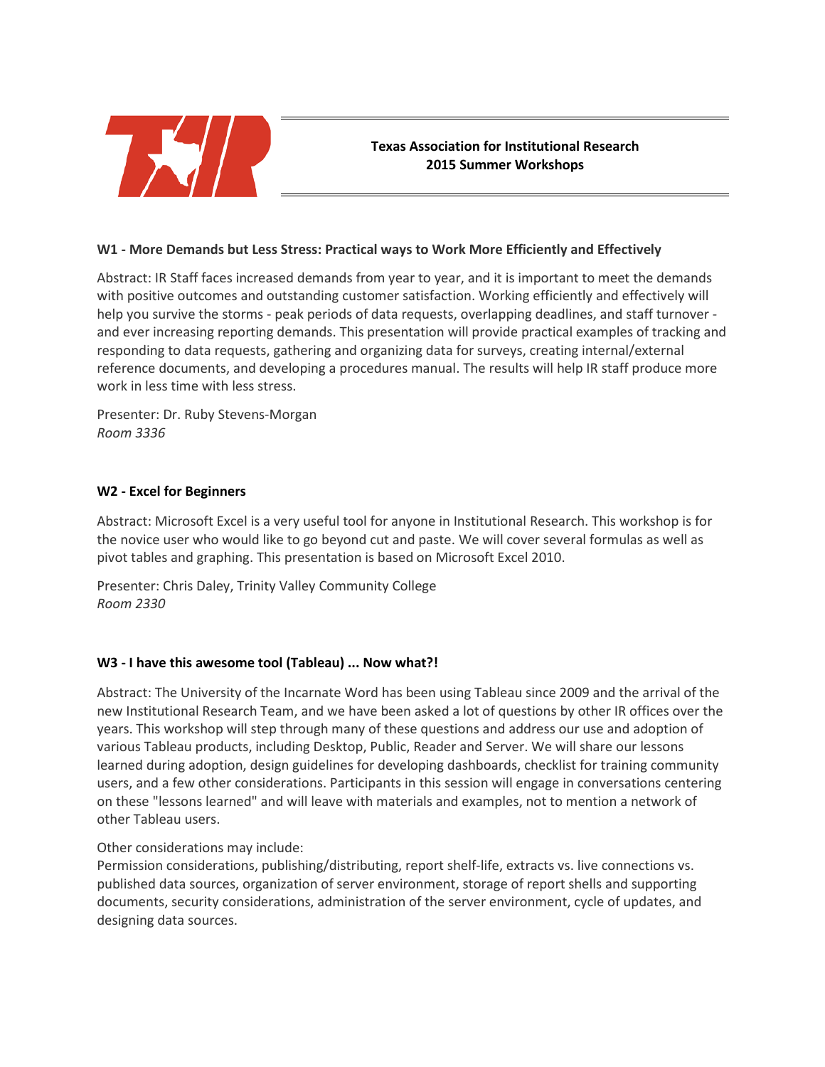**Texas Association for Institutional Research**
**2015 Summer Workshops**

### W1 - More Demands but Less Stress: Practical ways to Work More Efficiently and Effectively

Abstract: IR Staff faces increased demands from year to year, and it is important to meet the demands with positive outcomes and outstanding customer satisfaction. Working efficiently and effectively will help you survive the storms - peak periods of data requests, overlapping deadlines, and staff turnover - and ever increasing reporting demands. This presentation will provide practical examples of tracking and responding to data requests, gathering and organizing data for surveys, creating internal/external reference documents, and developing a procedures manual. The results will help IR staff produce more work in less time with less stress.

Presenter: Dr. Ruby Stevens-Morgan
*Room 3336*

### W2 - Excel for Beginners

Abstract: Microsoft Excel is a very useful tool for anyone in Institutional Research. This workshop is for the novice user who would like to go beyond cut and paste. We will cover several formulas as well as pivot tables and graphing. This presentation is based on Microsoft Excel 2010.

Presenter: Chris Daley, Trinity Valley Community College
*Room 2330*

### W3 - I have this awesome tool (Tableau) ... Now what?!

Abstract: The University of the Incarnate Word has been using Tableau since 2009 and the arrival of the new Institutional Research Team, and we have been asked a lot of questions by other IR offices over the years. This workshop will step through many of these questions and address our use and adoption of various Tableau products, including Desktop, Public, Reader and Server. We will share our lessons learned during adoption, design guidelines for developing dashboards, checklist for training community users, and a few other considerations. Participants in this session will engage in conversations centering on these "lessons learned" and will leave with materials and examples, not to mention a network of other Tableau users.

Other considerations may include:
Permission considerations, publishing/distributing, report shelf-life, extracts vs. live connections vs. published data sources, organization of server environment, storage of report shells and supporting documents, security considerations, administration of the server environment, cycle of updates, and designing data sources.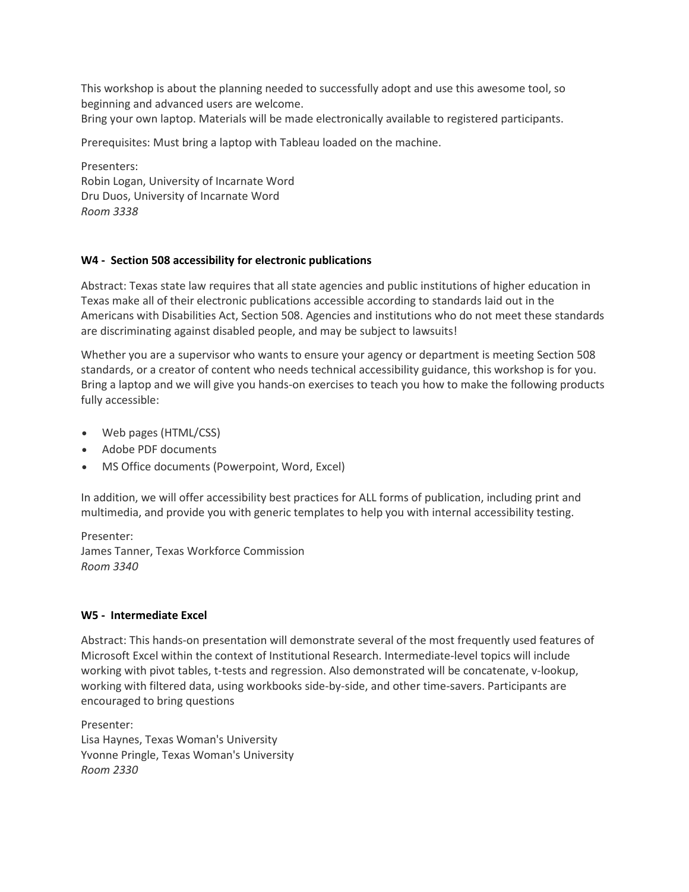This workshop is about the planning needed to successfully adopt and use this awesome tool, so beginning and advanced users are welcome.
Bring your own laptop. Materials will be made electronically available to registered participants.

Prerequisites: Must bring a laptop with Tableau loaded on the machine.

Presenters:
Robin Logan, University of Incarnate Word
Dru Duos, University of Incarnate Word
*Room 3338*

**W4 - Section 508 accessibility for electronic publications**

Abstract: Texas state law requires that all state agencies and public institutions of higher education in Texas make all of their electronic publications accessible according to standards laid out in the Americans with Disabilities Act, Section 508. Agencies and institutions who do not meet these standards are discriminating against disabled people, and may be subject to lawsuits!

Whether you are a supervisor who wants to ensure your agency or department is meeting Section 508 standards, or a creator of content who needs technical accessibility guidance, this workshop is for you. Bring a laptop and we will give you hands-on exercises to teach you how to make the following products fully accessible:

- Web pages (HTML/CSS)
- Adobe PDF documents
- MS Office documents (Powerpoint, Word, Excel)

In addition, we will offer accessibility best practices for ALL forms of publication, including print and multimedia, and provide you with generic templates to help you with internal accessibility testing.

Presenter:
James Tanner, Texas Workforce Commission
*Room 3340*

**W5 - Intermediate Excel**

Abstract: This hands-on presentation will demonstrate several of the most frequently used features of Microsoft Excel within the context of Institutional Research. Intermediate-level topics will include working with pivot tables, t-tests and regression. Also demonstrated will be concatenate, v-lookup, working with filtered data, using workbooks side-by-side, and other time-savers. Participants are encouraged to bring questions

Presenter:
Lisa Haynes, Texas Woman's University
Yvonne Pringle, Texas Woman's University
*Room 2330*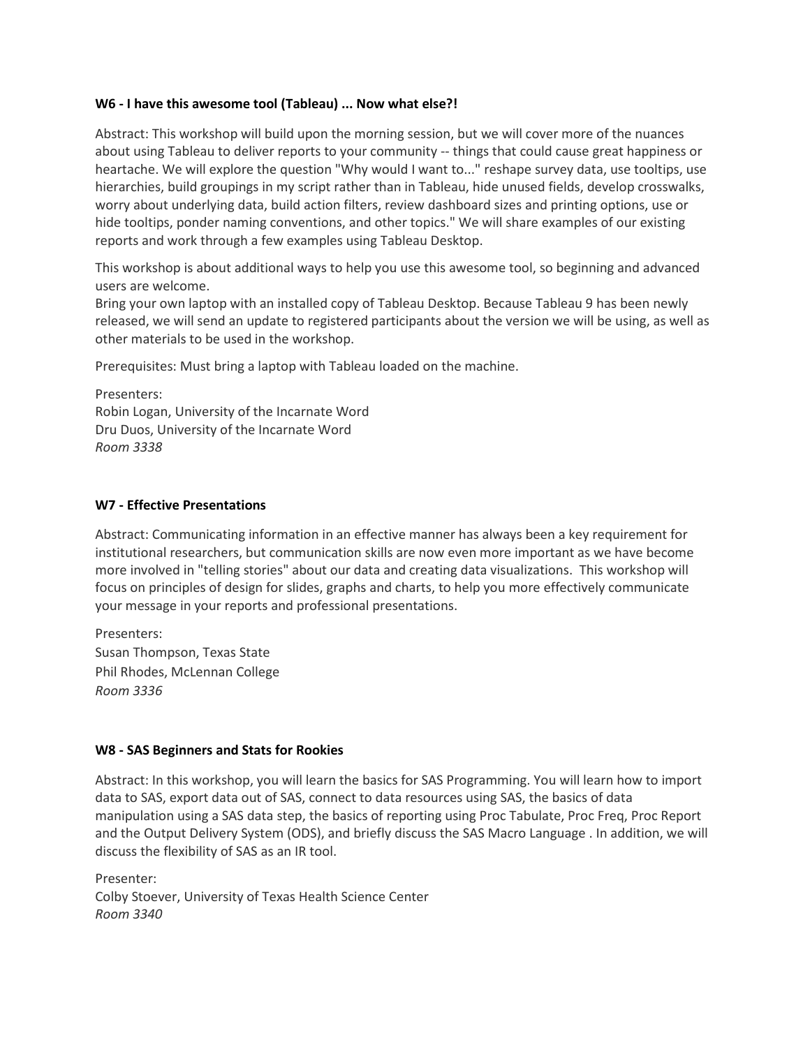**W6 - I have this awesome tool (Tableau) ... Now what else?!**

Abstract: This workshop will build upon the morning session, but we will cover more of the nuances about using Tableau to deliver reports to your community -- things that could cause great happiness or heartache. We will explore the question "Why would I want to..." reshape survey data, use tooltips, use hierarchies, build groupings in my script rather than in Tableau, hide unused fields, develop crosswalks, worry about underlying data, build action filters, review dashboard sizes and printing options, use or hide tooltips, ponder naming conventions, and other topics." We will share examples of our existing reports and work through a few examples using Tableau Desktop.

This workshop is about additional ways to help you use this awesome tool, so beginning and advanced users are welcome.
Bring your own laptop with an installed copy of Tableau Desktop. Because Tableau 9 has been newly released, we will send an update to registered participants about the version we will be using, as well as other materials to be used in the workshop.

Prerequisites: Must bring a laptop with Tableau loaded on the machine.

Presenters:
Robin Logan, University of the Incarnate Word
Dru Duos, University of the Incarnate Word
*Room 3338*

**W7 - Effective Presentations**

Abstract: Communicating information in an effective manner has always been a key requirement for institutional researchers, but communication skills are now even more important as we have become more involved in "telling stories" about our data and creating data visualizations. This workshop will focus on principles of design for slides, graphs and charts, to help you more effectively communicate your message in your reports and professional presentations.

Presenters:
Susan Thompson, Texas State
Phil Rhodes, McLennan College
*Room 3336*

**W8 - SAS Beginners and Stats for Rookies**

Abstract: In this workshop, you will learn the basics for SAS Programming. You will learn how to import data to SAS, export data out of SAS, connect to data resources using SAS, the basics of data manipulation using a SAS data step, the basics of reporting using Proc Tabulate, Proc Freq, Proc Report and the Output Delivery System (ODS), and briefly discuss the SAS Macro Language . In addition, we will discuss the flexibility of SAS as an IR tool.

Presenter:
Colby Stoever, University of Texas Health Science Center
*Room 3340*